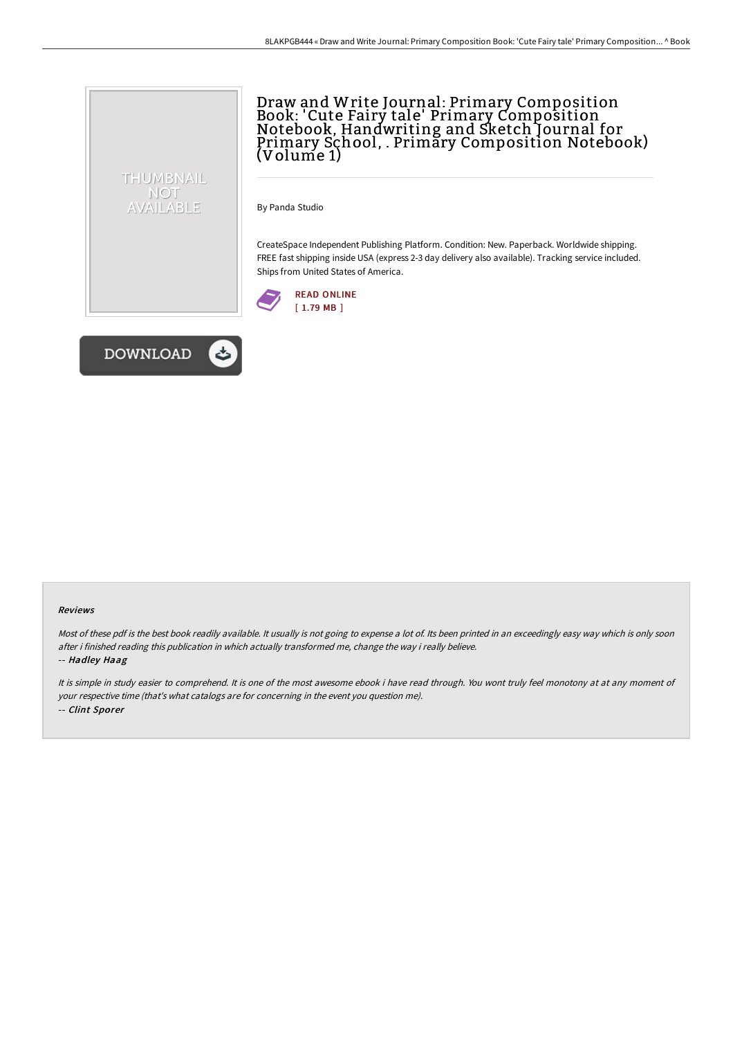# Draw and Write Journal: Primary Composition Book: 'Cute Fairy tale' Primary Composition Notebook, Handwriting and Sketch Journal for Primary School, . Primary Composition Notebook) (Volume 1)

By Panda Studio

CreateSpace Independent Publishing Platform. Condition: New. Paperback. Worldwide shipping. FREE fast shipping inside USA (express 2-3 day delivery also available). Tracking service included. Ships from United States of America.

READ ONLINE
[ 1.79 MB ]

DOWNLOAD

#### Reviews

*Most of these pdf is the best book readily available. It usually is not going to expense a lot of. Its been printed in an exceedingly easy way which is only soon after i finished reading this publication in which actually transformed me, change the way i really believe.*

*-- Hadley Haag*

*It is simple in study easier to comprehend. It is one of the most awesome ebook i have read through. You wont truly feel monotony at at any moment of your respective time (that's what catalogs are for concerning in the event you question me).*

*-- Clint Sporer*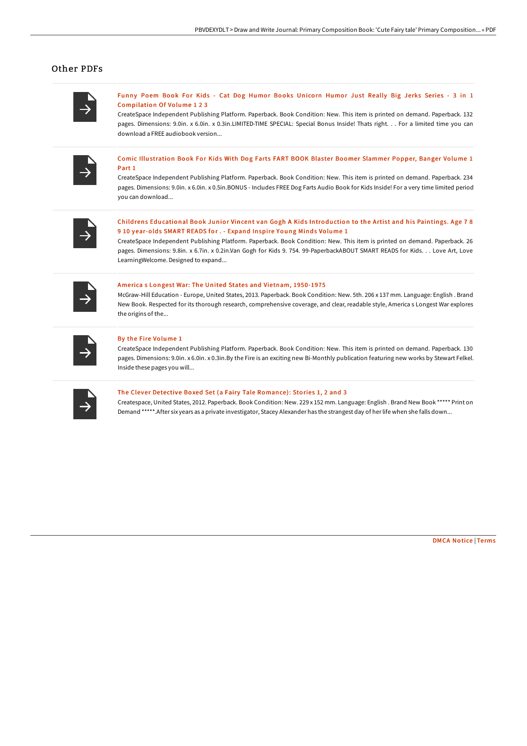## Other PDFs

### Funny Poem Book For Kids - Cat Dog Humor Books Unicorn Humor Just Really Big Jerks Series - 3 in 1 Compilation Of Volume 1 2 3

CreateSpace Independent Publishing Platform. Paperback. Book Condition: New. This item is printed on demand. Paperback. 132 pages. Dimensions: 9.0in. x 6.0in. x 0.3in.LIMITED-TIME SPECIAL: Special Bonus Inside! Thats right. . . For a limited time you can download a FREE audiobook version...

### Comic Illustration Book For Kids With Dog Farts FART BOOK Blaster Boomer Slammer Popper, Banger Volume 1 Part 1

CreateSpace Independent Publishing Platform. Paperback. Book Condition: New. This item is printed on demand. Paperback. 234 pages. Dimensions: 9.0in. x 6.0in. x 0.5in.BONUS - Includes FREE Dog Farts Audio Book for Kids Inside! For a very time limited period you can download...

### Childrens Educational Book Junior Vincent van Gogh A Kids Introduction to the Artist and his Paintings. Age 7 8 9 10 year-olds SMART READS for . - Expand Inspire Young Minds Volume 1

CreateSpace Independent Publishing Platform. Paperback. Book Condition: New. This item is printed on demand. Paperback. 26 pages. Dimensions: 9.8in. x 6.7in. x 0.2in.Van Gogh for Kids 9. 754. 99-PaperbackABOUT SMART READS for Kids. . . Love Art, Love LearningWelcome. Designed to expand...

### America s Longest War: The United States and Vietnam, 1950-1975

McGraw-Hill Education - Europe, United States, 2013. Paperback. Book Condition: New. 5th. 206 x 137 mm. Language: English . Brand New Book. Respected for its thorough research, comprehensive coverage, and clear, readable style, America s Longest War explores the origins of the...

### By the Fire Volume 1

CreateSpace Independent Publishing Platform. Paperback. Book Condition: New. This item is printed on demand. Paperback. 130 pages. Dimensions: 9.0in. x 6.0in. x 0.3in.By the Fire is an exciting new Bi-Monthly publication featuring new works by Stewart Felkel. Inside these pages you will...

### The Clever Detective Boxed Set (a Fairy Tale Romance): Stories 1, 2 and 3

Createspace, United States, 2012. Paperback. Book Condition: New. 229 x 152 mm. Language: English . Brand New Book ***** Print on Demand *****.After six years as a private investigator, Stacey Alexander has the strangest day of her life when she falls down...

DMCA Notice | Terms